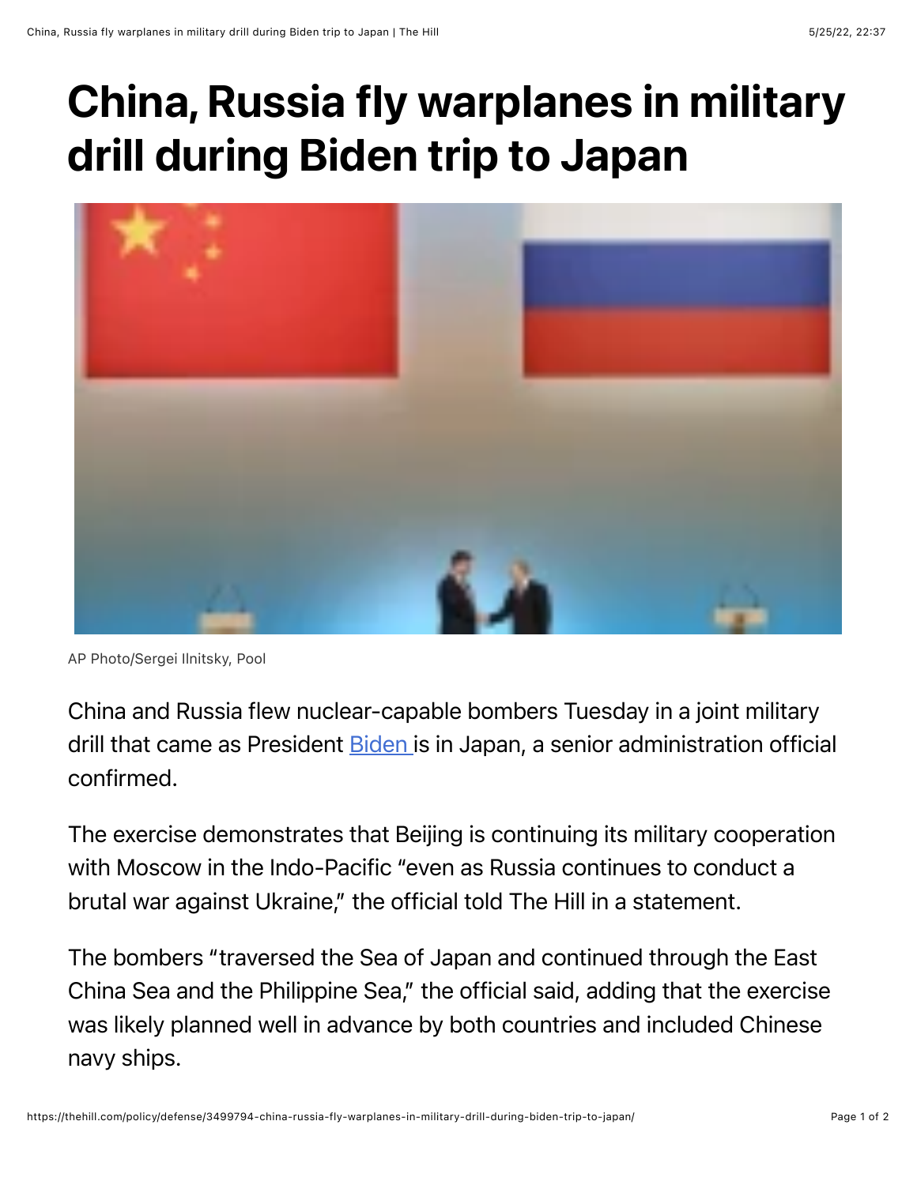# China, Russia fly warplanes in military drill during Biden trip to Japan

AP Photo/Sergei Ilnitsky, Pool

China and Russia flew nuclear-capable bombers Tuesday in a joint military drill that came as President Biden is in Japan, a senior administration official confirmed.

The exercise demonstrates that Beijing is continuing its military cooperation with Moscow in the Indo-Pacific "even as Russia continues to conduct a brutal war against Ukraine," the official told The Hill in a statement.

The bombers "traversed the Sea of Japan and continued through the East China Sea and the Philippine Sea," the official said, adding that the exercise was likely planned well in advance by both countries and included Chinese navy ships.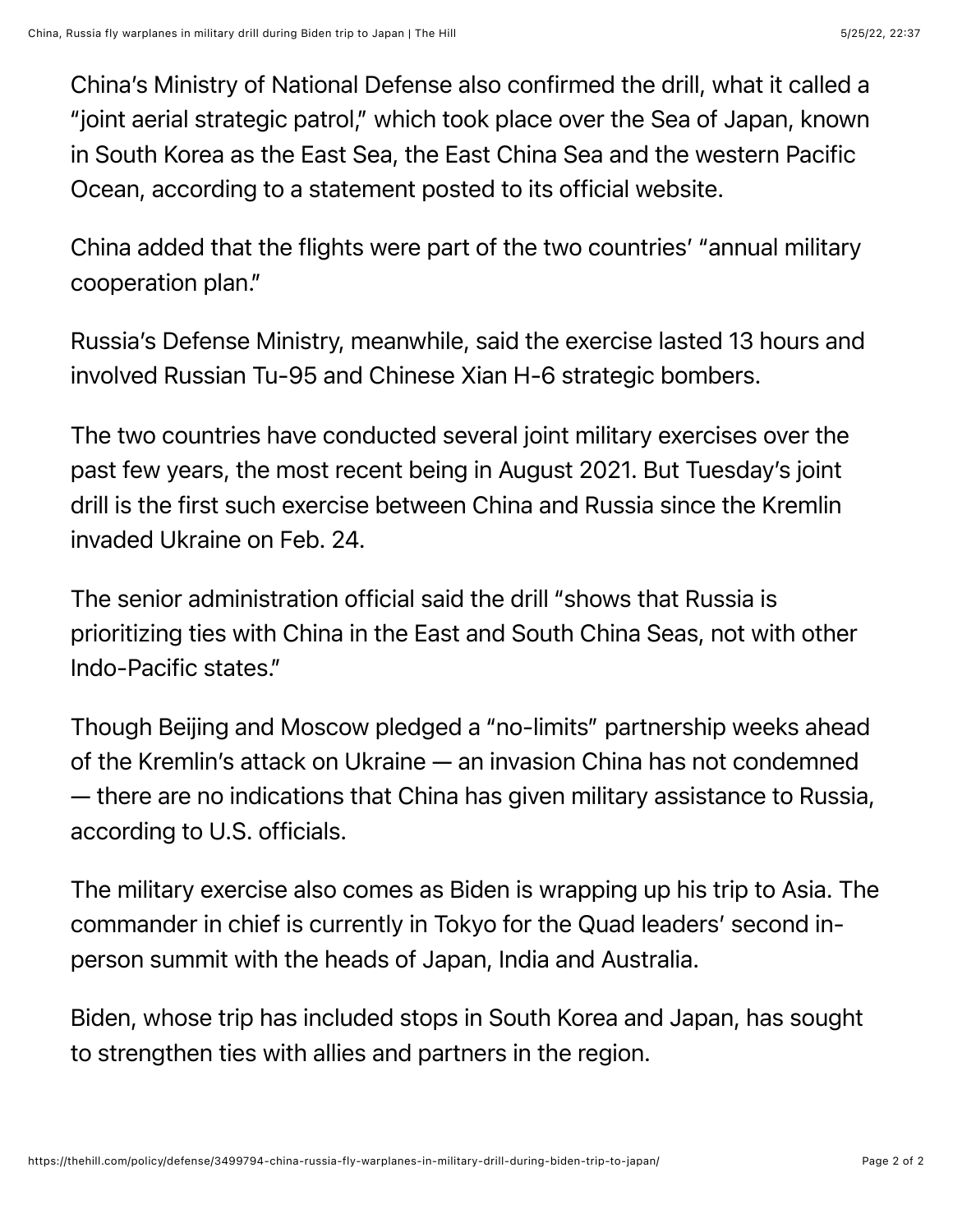China's Ministry of National Defense also confirmed the drill, what it called a "joint aerial strategic patrol," which took place over the Sea of Japan, known in South Korea as the East Sea, the East China Sea and the western Pacific Ocean, according to a statement posted to its official website.

China added that the flights were part of the two countries' "annual military cooperation plan."

Russia's Defense Ministry, meanwhile, said the exercise lasted 13 hours and involved Russian Tu-95 and Chinese Xian H-6 strategic bombers.

The two countries have conducted several joint military exercises over the past few years, the most recent being in August 2021. But Tuesday's joint drill is the first such exercise between China and Russia since the Kremlin invaded Ukraine on Feb. 24.

The senior administration official said the drill "shows that Russia is prioritizing ties with China in the East and South China Seas, not with other Indo-Pacific states."

Though Beijing and Moscow pledged a "no-limits" partnership weeks ahead of the Kremlin's attack on Ukraine — an invasion China has not condemned — there are no indications that China has given military assistance to Russia, according to U.S. officials.

The military exercise also comes as Biden is wrapping up his trip to Asia. The commander in chief is currently in Tokyo for the Quad leaders' second in-person summit with the heads of Japan, India and Australia.

Biden, whose trip has included stops in South Korea and Japan, has sought to strengthen ties with allies and partners in the region.